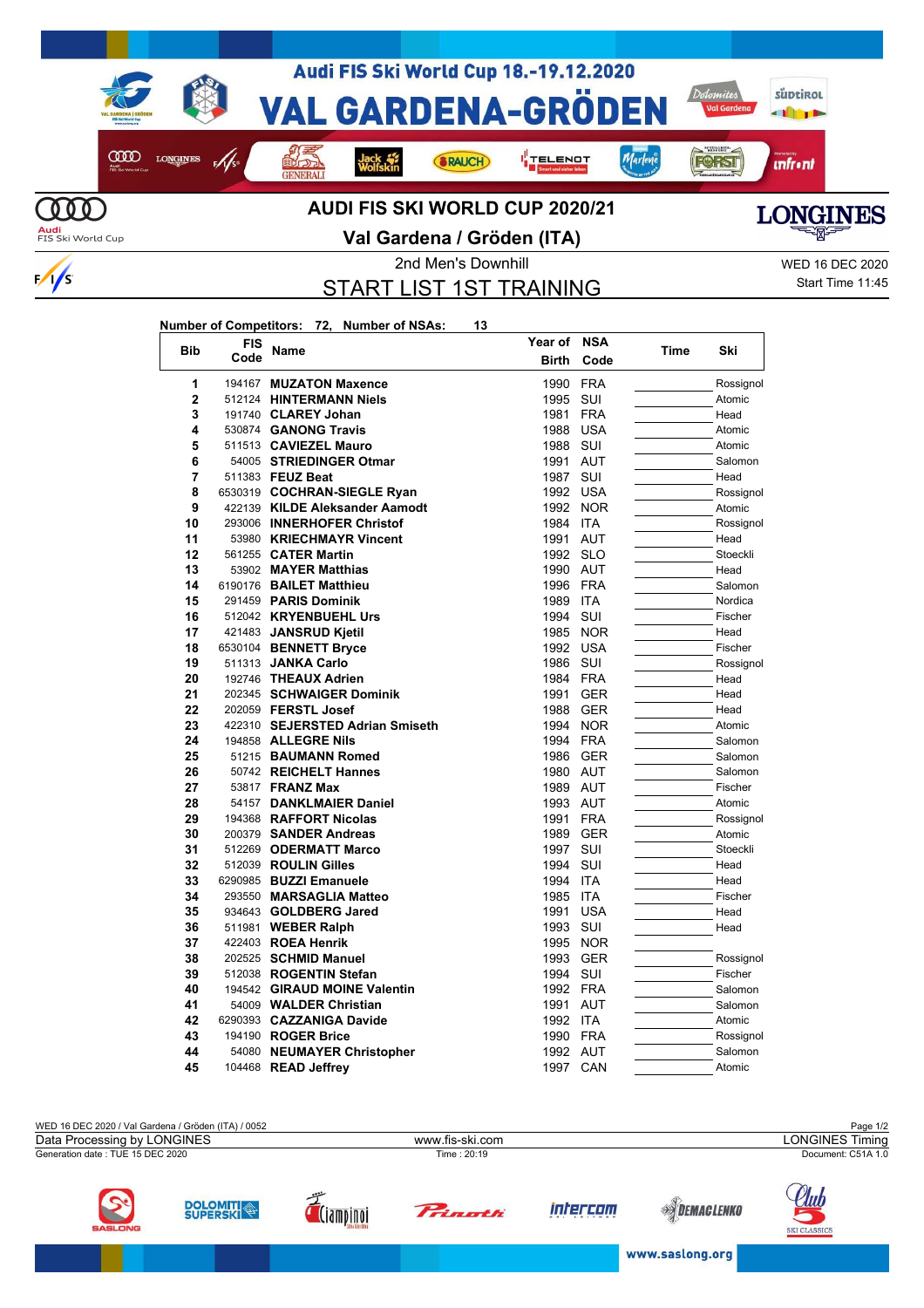# Audi FIS Ski World Cup 18.-19.12.2020

# VAL GARDENA-GRÖDEN

## AUDI FIS SKI WORLD CUP 2020/21

## Val Gardena / Gröden (ITA)

2nd Men's Downhill

WED 16 DEC 2020

Start Time 11:45

## START LIST 1ST TRAINING

**Number of Competitors: 72, Number of NSAs: 13**

| Bib | FIS Code | Name | Year of Birth | NSA Code | Time | Ski |
|---|---|---|---|---|---|---|
| 1 | 194167 | **MUZATON Maxence** | 1990 | FRA | | Rossignol |
| 2 | 512124 | **HINTERMANN Niels** | 1995 | SUI | | Atomic |
| 3 | 191740 | **CLAREY Johan** | 1981 | FRA | | Head |
| 4 | 530874 | **GANONG Travis** | 1988 | USA | | Atomic |
| 5 | 511513 | **CAVIEZEL Mauro** | 1988 | SUI | | Atomic |
| 6 | 54005 | **STRIEDINGER Otmar** | 1991 | AUT | | Salomon |
| 7 | 511383 | **FEUZ Beat** | 1987 | SUI | | Head |
| 8 | 6530319 | **COCHRAN-SIEGLE Ryan** | 1992 | USA | | Rossignol |
| 9 | 422139 | **KILDE Aleksander Aamodt** | 1992 | NOR | | Atomic |
| 10 | 293006 | **INNERHOFER Christof** | 1984 | ITA | | Rossignol |
| 11 | 53980 | **KRIECHMAYR Vincent** | 1991 | AUT | | Head |
| 12 | 561255 | **CATER Martin** | 1992 | SLO | | Stoeckli |
| 13 | 53902 | **MAYER Matthias** | 1990 | AUT | | Head |
| 14 | 6190176 | **BAILET Matthieu** | 1996 | FRA | | Salomon |
| 15 | 291459 | **PARIS Dominik** | 1989 | ITA | | Nordica |
| 16 | 512042 | **KRYENBUEHL Urs** | 1994 | SUI | | Fischer |
| 17 | 421483 | **JANSRUD Kjetil** | 1985 | NOR | | Head |
| 18 | 6530104 | **BENNETT Bryce** | 1992 | USA | | Fischer |
| 19 | 511313 | **JANKA Carlo** | 1986 | SUI | | Rossignol |
| 20 | 192746 | **THEAUX Adrien** | 1984 | FRA | | Head |
| 21 | 202345 | **SCHWAIGER Dominik** | 1991 | GER | | Head |
| 22 | 202059 | **FERSTL Josef** | 1988 | GER | | Head |
| 23 | 422310 | **SEJERSTED Adrian Smiseth** | 1994 | NOR | | Atomic |
| 24 | 194858 | **ALLEGRE Nils** | 1994 | FRA | | Salomon |
| 25 | 51215 | **BAUMANN Romed** | 1986 | GER | | Salomon |
| 26 | 50742 | **REICHELT Hannes** | 1980 | AUT | | Salomon |
| 27 | 53817 | **FRANZ Max** | 1989 | AUT | | Fischer |
| 28 | 54157 | **DANKLMAIER Daniel** | 1993 | AUT | | Atomic |
| 29 | 194368 | **RAFFORT Nicolas** | 1991 | FRA | | Rossignol |
| 30 | 200379 | **SANDER Andreas** | 1989 | GER | | Atomic |
| 31 | 512269 | **ODERMATT Marco** | 1997 | SUI | | Stoeckli |
| 32 | 512039 | **ROULIN Gilles** | 1994 | SUI | | Head |
| 33 | 6290985 | **BUZZI Emanuele** | 1994 | ITA | | Head |
| 34 | 293550 | **MARSAGLIA Matteo** | 1985 | ITA | | Fischer |
| 35 | 934643 | **GOLDBERG Jared** | 1991 | USA | | Head |
| 36 | 511981 | **WEBER Ralph** | 1993 | SUI | | Head |
| 37 | 422403 | **ROEA Henrik** | 1995 | NOR | | |
| 38 | 202525 | **SCHMID Manuel** | 1993 | GER | | Rossignol |
| 39 | 512038 | **ROGENTIN Stefan** | 1994 | SUI | | Fischer |
| 40 | 194542 | **GIRAUD MOINE Valentin** | 1992 | FRA | | Salomon |
| 41 | 54009 | **WALDER Christian** | 1991 | AUT | | Salomon |
| 42 | 6290393 | **CAZZANIGA Davide** | 1992 | ITA | | Atomic |
| 43 | 194190 | **ROGER Brice** | 1990 | FRA | | Rossignol |
| 44 | 54080 | **NEUMAYER Christopher** | 1992 | AUT | | Salomon |
| 45 | 104468 | **READ Jeffrey** | 1997 | CAN | | Atomic |

WED 16 DEC 2020 / Val Gardena / Gröden (ITA) / 0052

Data Processing by LONGINES | www.fis-ski.com | LONGINES Timing

Generation date : TUE 15 DEC 2020 | Time : 20:19 | Document: C51A 1.0

www.saslong.org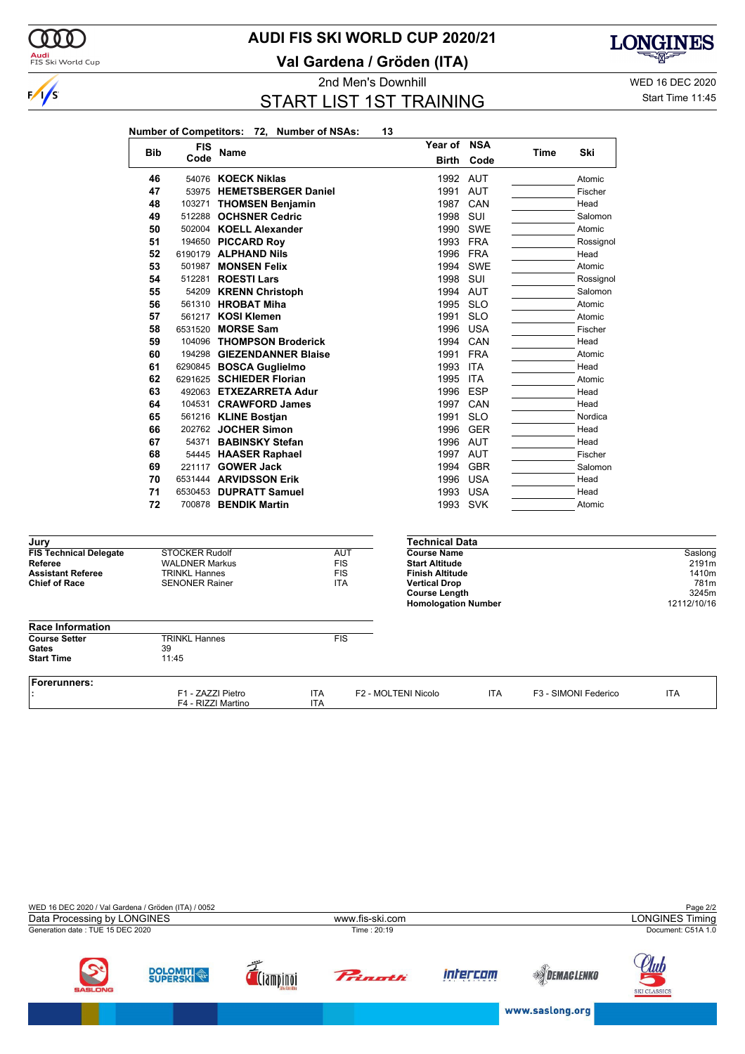# AUDI FIS SKI WORLD CUP 2020/21

## Val Gardena / Gröden (ITA)

2nd Men's Downhill

WED 16 DEC 2020

## START LIST 1ST TRAINING

Start Time 11:45

**Number of Competitors:** 72, **Number of NSAs:** 13

| Bib | FIS Code | Name | Year of Birth | NSA Code | Time | Ski |
|---|---|---|---|---|---|---|
| 46 | 54076 | **KOECK Niklas** | 1992 | AUT | | Atomic |
| 47 | 53975 | **HEMETSBERGER Daniel** | 1991 | AUT | | Fischer |
| 48 | 103271 | **THOMSEN Benjamin** | 1987 | CAN | | Head |
| 49 | 512288 | **OCHSNER Cedric** | 1998 | SUI | | Salomon |
| 50 | 502004 | **KOELL Alexander** | 1990 | SWE | | Atomic |
| 51 | 194650 | **PICCARD Roy** | 1993 | FRA | | Rossignol |
| 52 | 6190179 | **ALPHAND Nils** | 1996 | FRA | | Head |
| 53 | 501987 | **MONSEN Felix** | 1994 | SWE | | Atomic |
| 54 | 512281 | **ROESTI Lars** | 1998 | SUI | | Rossignol |
| 55 | 54209 | **KRENN Christoph** | 1994 | AUT | | Salomon |
| 56 | 561310 | **HROBAT Miha** | 1995 | SLO | | Atomic |
| 57 | 561217 | **KOSI Klemen** | 1991 | SLO | | Atomic |
| 58 | 6531520 | **MORSE Sam** | 1996 | USA | | Fischer |
| 59 | 104096 | **THOMPSON Broderick** | 1994 | CAN | | Head |
| 60 | 194298 | **GIEZENDANNER Blaise** | 1991 | FRA | | Atomic |
| 61 | 6290845 | **BOSCA Guglielmo** | 1993 | ITA | | Head |
| 62 | 6291625 | **SCHIEDER Florian** | 1995 | ITA | | Atomic |
| 63 | 492063 | **ETXEZARRETA Adur** | 1996 | ESP | | Head |
| 64 | 104531 | **CRAWFORD James** | 1997 | CAN | | Head |
| 65 | 561216 | **KLINE Bostjan** | 1991 | SLO | | Nordica |
| 66 | 202762 | **JOCHER Simon** | 1996 | GER | | Head |
| 67 | 54371 | **BABINSKY Stefan** | 1996 | AUT | | Head |
| 68 | 54445 | **HAASER Raphael** | 1997 | AUT | | Fischer |
| 69 | 221117 | **GOWER Jack** | 1994 | GBR | | Salomon |
| 70 | 6531444 | **ARVIDSSON Erik** | 1996 | USA | | Head |
| 71 | 6530453 | **DUPRATT Samuel** | 1993 | USA | | Head |
| 72 | 700878 | **BENDIK Martin** | 1993 | SVK | | Atomic |

### Jury

| | | |
|---|---|---|
| **FIS Technical Delegate** | STOCKER Rudolf | AUT |
| **Referee** | WALDNER Markus | FIS |
| **Assistant Referee** | TRINKL Hannes | FIS |
| **Chief of Race** | SENONER Rainer | ITA |

### Technical Data

| | |
|---|---|
| **Course Name** | Saslong |
| **Start Altitude** | 2191m |
| **Finish Altitude** | 1410m |
| **Vertical Drop** | 781m |
| **Course Length** | 3245m |
| **Homologation Number** | 12112/10/16 |

### Race Information

| | | |
|---|---|---|
| **Course Setter** | TRINKL Hannes | FIS |
| **Gates** | 39 | |
| **Start Time** | 11:45 | |

### Forerunners:

| | | | | | |
|---|---|---|---|---|---|
| F1 - ZAZZI Pietro | ITA | F2 - MOLTENI Nicolo | ITA | F3 - SIMONI Federico | ITA |
| F4 - RIZZI Martino | ITA | | | | |

WED 16 DEC 2020 / Val Gardena / Gröden (ITA) / 0052

Data Processing by LONGINES — www.fis-ski.com — LONGINES Timing

Generation date : TUE 15 DEC 2020 — Time : 20:19 — Document: C51A 1.0

www.saslong.org